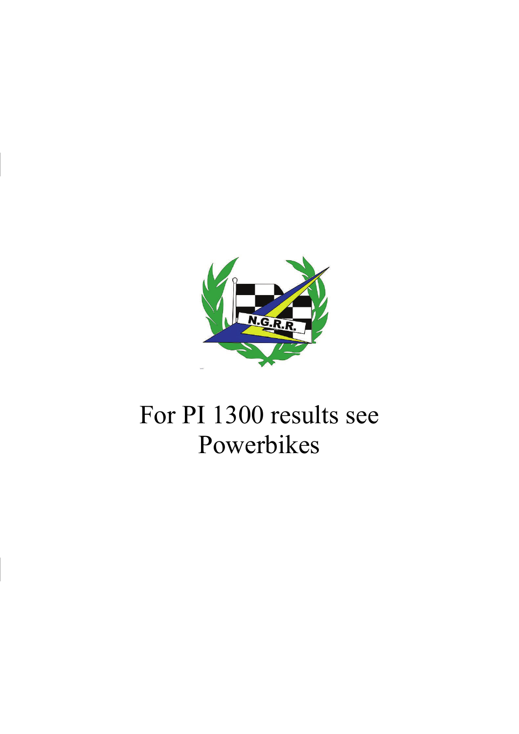For PI 1300 results see Powerbikes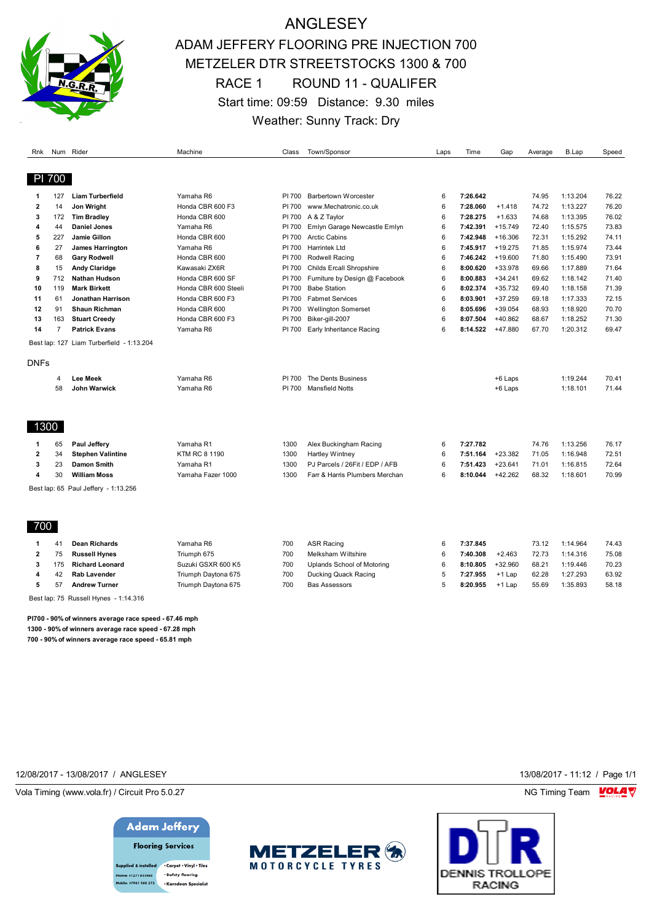# ANGLESEY

## ADAM JEFFERY FLOORING PRE INJECTION 700
## METZELER DTR STREETSTOCKS 1300 & 700
## RACE 1 ROUND 11 - QUALIFER

Start time: 09:59 Distance: 9.30 miles

Weather: Sunny Track: Dry

### PI 700

| Rnk | Num | Rider | Machine | Class | Town/Sponsor | Laps | Time | Gap | Average | B.Lap | Speed |
|---|---|---|---|---|---|---|---|---|---|---|---|
| 1 | 127 | **Liam Turberfield** | Yamaha R6 | PI 700 | Barbertown Worcester | 6 | **7:26.642** | | 74.95 | 1:13.204 | 76.22 |
| 2 | 14 | **Jon Wright** | Honda CBR 600 F3 | PI 700 | www.Mechatronic.co.uk | 6 | **7:28.060** | +1.418 | 74.72 | 1:13.227 | 76.20 |
| 3 | 172 | **Tim Bradley** | Honda CBR 600 | PI 700 | A & Z Taylor | 6 | **7:28.275** | +1.633 | 74.68 | 1:13.395 | 76.02 |
| 4 | 44 | **Daniel Jones** | Yamaha R6 | PI 700 | Emlyn Garage Newcastle Emlyn | 6 | **7:42.391** | +15.749 | 72.40 | 1:15.575 | 73.83 |
| 5 | 227 | **Jamie Gillon** | Honda CBR 600 | PI 700 | Arctic Cabins | 6 | **7:42.948** | +16.306 | 72.31 | 1:15.292 | 74.11 |
| 6 | 27 | **James Harrington** | Yamaha R6 | PI 700 | Harrintek Ltd | 6 | **7:45.917** | +19.275 | 71.85 | 1:15.974 | 73.44 |
| 7 | 68 | **Gary Rodwell** | Honda CBR 600 | PI 700 | Rodwell Racing | 6 | **7:46.242** | +19.600 | 71.80 | 1:15.490 | 73.91 |
| 8 | 15 | **Andy Claridge** | Kawasaki ZX6R | PI 700 | Childs Ercall Shropshire | 6 | **8:00.620** | +33.978 | 69.66 | 1:17.889 | 71.64 |
| 9 | 712 | **Nathan Hudson** | Honda CBR 600 SF | PI 700 | Furniture by Design @ Facebook | 6 | **8:00.883** | +34.241 | 69.62 | 1:18.142 | 71.40 |
| 10 | 119 | **Mark Birkett** | Honda CBR 600 Steeli | PI 700 | Babe Station | 6 | **8:02.374** | +35.732 | 69.40 | 1:18.158 | 71.39 |
| 11 | 61 | **Jonathan Harrison** | Honda CBR 600 F3 | PI 700 | Fabmet Services | 6 | **8:03.901** | +37.259 | 69.18 | 1:17.333 | 72.15 |
| 12 | 91 | **Shaun Richman** | Honda CBR 600 | PI 700 | Wellington Somerset | 6 | **8:05.696** | +39.054 | 68.93 | 1:18.920 | 70.70 |
| 13 | 163 | **Stuart Creedy** | Honda CBR 600 F3 | PI 700 | Biker-gill-2007 | 6 | **8:07.504** | +40.862 | 68.67 | 1:18.252 | 71.30 |
| 14 | 7 | **Patrick Evans** | Yamaha R6 | PI 700 | Early Inheritance Racing | 6 | **8:14.522** | +47.880 | 67.70 | 1:20.312 | 69.47 |

Best lap: 127 Liam Turberfield - 1:13.204

DNFs

| Rnk | Num | Rider | Machine | Class | Town/Sponsor | Laps | Time | Gap | Average | B.Lap | Speed |
|---|---|---|---|---|---|---|---|---|---|---|---|
| | 4 | **Lee Meek** | Yamaha R6 | PI 700 | The Dents Business | | | +6 Laps | | 1:19.244 | 70.41 |
| | 58 | **John Warwick** | Yamaha R6 | PI 700 | Mansfield Notts | | | +6 Laps | | 1:18.101 | 71.44 |

### 1300

| Rnk | Num | Rider | Machine | Class | Town/Sponsor | Laps | Time | Gap | Average | B.Lap | Speed |
|---|---|---|---|---|---|---|---|---|---|---|---|
| 1 | 65 | **Paul Jeffery** | Yamaha R1 | 1300 | Alex Buckingham Racing | 6 | **7:27.782** | | 74.76 | 1:13.256 | 76.17 |
| 2 | 34 | **Stephen Valintine** | KTM RC 8 1190 | 1300 | Hartley Wintney | 6 | **7:51.164** | +23.382 | 71.05 | 1:16.948 | 72.51 |
| 3 | 23 | **Damon Smith** | Yamaha R1 | 1300 | PJ Parcels / 26Fit / EDP / AFB | 6 | **7:51.423** | +23.641 | 71.01 | 1:16.815 | 72.64 |
| 4 | 30 | **William Moss** | Yamaha Fazer 1000 | 1300 | Farr & Harris Plumbers Merchan | 6 | **8:10.044** | +42.262 | 68.32 | 1:18.601 | 70.99 |

Best lap: 65 Paul Jeffery - 1:13.256

### 700

| Rnk | Num | Rider | Machine | Class | Town/Sponsor | Laps | Time | Gap | Average | B.Lap | Speed |
|---|---|---|---|---|---|---|---|---|---|---|---|
| 1 | 41 | **Dean Richards** | Yamaha R6 | 700 | ASR Racing | 6 | **7:37.845** | | 73.12 | 1:14.964 | 74.43 |
| 2 | 75 | **Russell Hynes** | Triumph 675 | 700 | Melksham Wiltshire | 6 | **7:40.308** | +2.463 | 72.73 | 1:14.316 | 75.08 |
| 3 | 175 | **Richard Leonard** | Suzuki GSXR 600 K5 | 700 | Uplands School of Motoring | 6 | **8:10.805** | +32.960 | 68.21 | 1:19.446 | 70.23 |
| 4 | 42 | **Rab Lavender** | Triumph Daytona 675 | 700 | Ducking Quack Racing | 5 | **7:27.955** | +1 Lap | 62.28 | 1:27.293 | 63.92 |
| 5 | 57 | **Andrew Turner** | Triumph Daytona 675 | 700 | Bas Assessors | 5 | **8:20.955** | +1 Lap | 55.69 | 1:35.893 | 58.18 |

Best lap: 75 Russell Hynes - 1:14.316

**PI700 - 90% of winners average race speed - 67.46 mph**
**1300 - 90% of winners average race speed - 67.28 mph**
**700 - 90% of winners average race speed - 65.81 mph**

12/08/2017 - 13/08/2017 / ANGLESEY

13/08/2017 - 11:12 / Page 1/1

Vola Timing (www.vola.fr) / Circuit Pro 5.0.27

NG Timing Team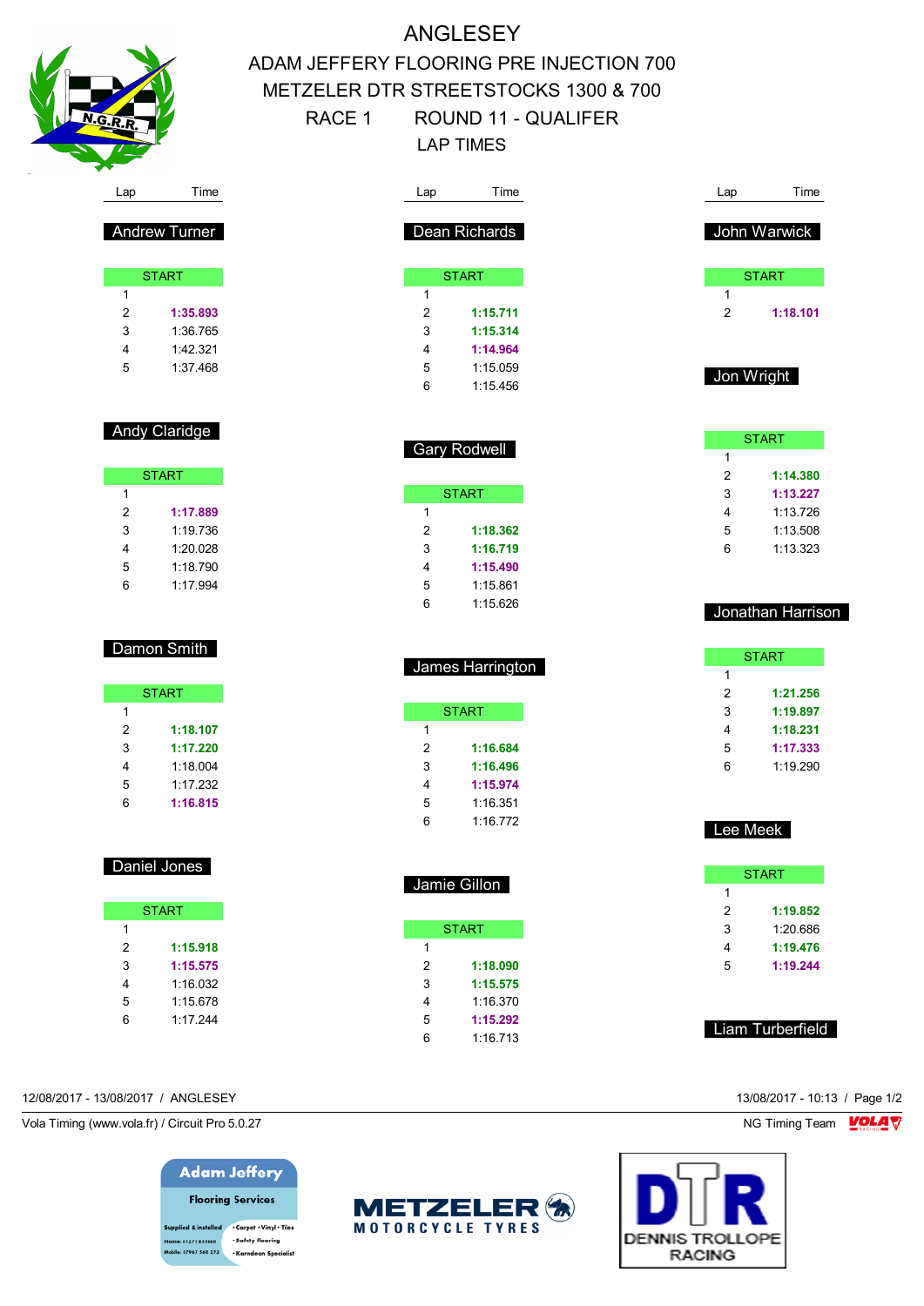# ANGLESEY

## ADAM JEFFERY FLOORING PRE INJECTION 700
## METZELER DTR STREETSTOCKS 1300 & 700
## RACE 1 ROUND 11 - QUALIFER
## LAP TIMES

### Andrew Turner

| Lap | Time |
|---|---|
| START | |
| 1 | |
| 2 | **1:35.893** |
| 3 | 1:36.765 |
| 4 | 1:42.321 |
| 5 | 1:37.468 |

### Andy Claridge

| Lap | Time |
|---|---|
| START | |
| 1 | |
| 2 | **1:17.889** |
| 3 | 1:19.736 |
| 4 | 1:20.028 |
| 5 | 1:18.790 |
| 6 | 1:17.994 |

### Damon Smith

| Lap | Time |
|---|---|
| START | |
| 1 | |
| 2 | **1:18.107** |
| 3 | **1:17.220** |
| 4 | 1:18.004 |
| 5 | 1:17.232 |
| 6 | **1:16.815** |

### Daniel Jones

| Lap | Time |
|---|---|
| START | |
| 1 | |
| 2 | **1:15.918** |
| 3 | **1:15.575** |
| 4 | 1:16.032 |
| 5 | 1:15.678 |
| 6 | 1:17.244 |

### Dean Richards

| Lap | Time |
|---|---|
| START | |
| 1 | |
| 2 | **1:15.711** |
| 3 | **1:15.314** |
| 4 | **1:14.964** |
| 5 | 1:15.059 |
| 6 | 1:15.456 |

### Gary Rodwell

| Lap | Time |
|---|---|
| START | |
| 1 | |
| 2 | **1:18.362** |
| 3 | **1:16.719** |
| 4 | **1:15.490** |
| 5 | 1:15.861 |
| 6 | 1:15.626 |

### James Harrington

| Lap | Time |
|---|---|
| START | |
| 1 | |
| 2 | **1:16.684** |
| 3 | **1:16.496** |
| 4 | **1:15.974** |
| 5 | 1:16.351 |
| 6 | 1:16.772 |

### Jamie Gillon

| Lap | Time |
|---|---|
| START | |
| 1 | |
| 2 | **1:18.090** |
| 3 | **1:15.575** |
| 4 | 1:16.370 |
| 5 | **1:15.292** |
| 6 | 1:16.713 |

### John Warwick

| Lap | Time |
|---|---|
| START | |
| 1 | |
| 2 | **1:18.101** |

### Jon Wright

| Lap | Time |
|---|---|
| START | |
| 1 | |
| 2 | **1:14.380** |
| 3 | **1:13.227** |
| 4 | 1:13.726 |
| 5 | 1:13.508 |
| 6 | 1:13.323 |

### Jonathan Harrison

| Lap | Time |
|---|---|
| START | |
| 1 | |
| 2 | **1:21.256** |
| 3 | **1:19.897** |
| 4 | **1:18.231** |
| 5 | **1:17.333** |
| 6 | 1:19.290 |

### Lee Meek

| Lap | Time |
|---|---|
| START | |
| 1 | |
| 2 | **1:19.852** |
| 3 | 1:20.686 |
| 4 | **1:19.476** |
| 5 | **1:19.244** |

### Liam Turberfield

12/08/2017 - 13/08/2017 / ANGLESEY

Vola Timing (www.vola.fr) / Circuit Pro 5.0.27

13/08/2017 - 10:13

NG Timing Team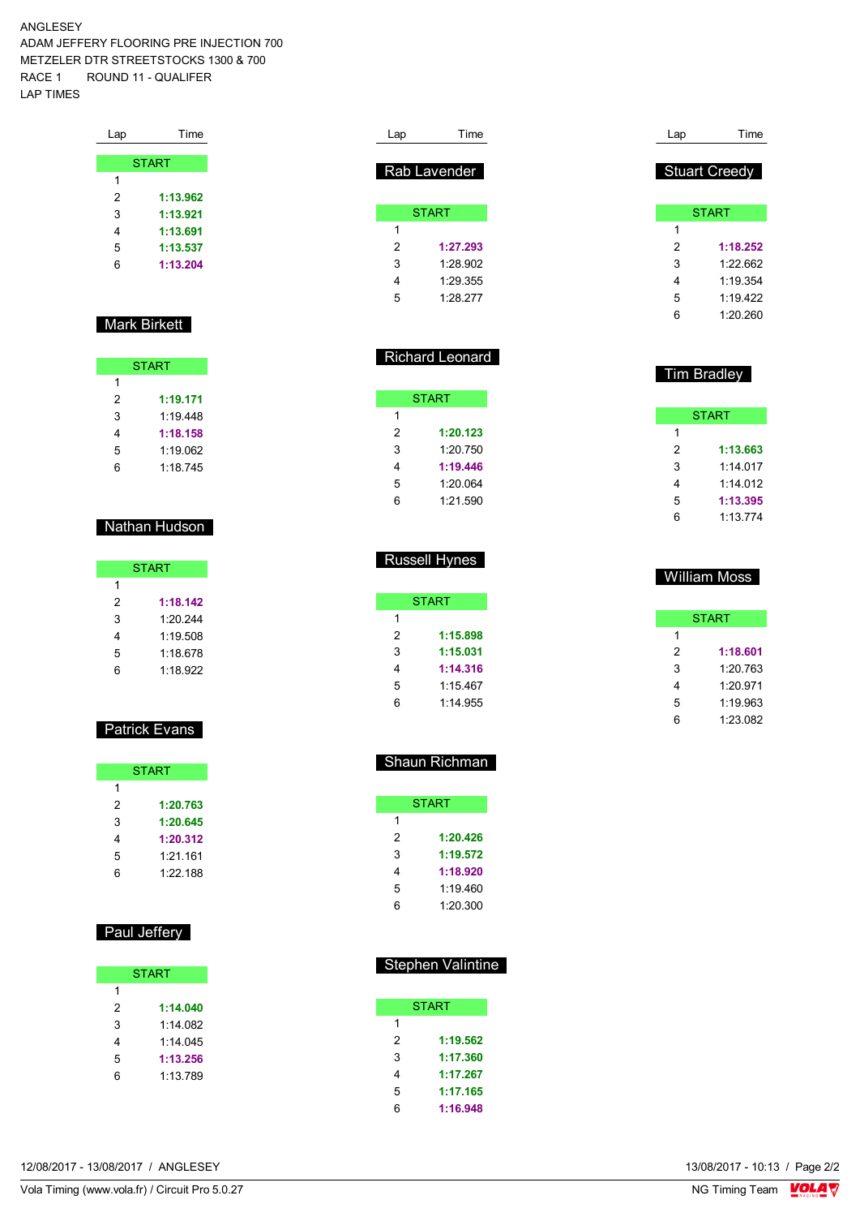ANGLESEY
ADAM JEFFERY FLOORING PRE INJECTION 700
METZELER DTR STREETSTOCKS 1300 & 700
RACE 1 ROUND 11 - QUALIFER
LAP TIMES

| Lap | Time |
|---|---|
| START | |
| 1 | |
| 2 | **1:13.962** |
| 3 | **1:13.921** |
| 4 | **1:13.691** |
| 5 | **1:13.537** |
| 6 | **1:13.204** |

### Mark Birkett

| Lap | Time |
|---|---|
| START | |
| 1 | |
| 2 | **1:19.171** |
| 3 | 1:19.448 |
| 4 | **1:18.158** |
| 5 | 1:19.062 |
| 6 | 1:18.745 |

### Nathan Hudson

| Lap | Time |
|---|---|
| START | |
| 1 | |
| 2 | **1:18.142** |
| 3 | 1:20.244 |
| 4 | 1:19.508 |
| 5 | 1:18.678 |
| 6 | 1:18.922 |

### Patrick Evans

| Lap | Time |
|---|---|
| START | |
| 1 | |
| 2 | **1:20.763** |
| 3 | **1:20.645** |
| 4 | **1:20.312** |
| 5 | 1:21.161 |
| 6 | 1:22.188 |

### Paul Jeffery

| Lap | Time |
|---|---|
| START | |
| 1 | |
| 2 | **1:14.040** |
| 3 | 1:14.082 |
| 4 | 1:14.045 |
| 5 | **1:13.256** |
| 6 | 1:13.789 |

### Rab Lavender

| Lap | Time |
|---|---|
| START | |
| 1 | |
| 2 | **1:27.293** |
| 3 | 1:28.902 |
| 4 | 1:29.355 |
| 5 | 1:28.277 |

### Richard Leonard

| Lap | Time |
|---|---|
| START | |
| 1 | |
| 2 | **1:20.123** |
| 3 | 1:20.750 |
| 4 | **1:19.446** |
| 5 | 1:20.064 |
| 6 | 1:21.590 |

### Russell Hynes

| Lap | Time |
|---|---|
| START | |
| 1 | |
| 2 | **1:15.898** |
| 3 | **1:15.031** |
| 4 | **1:14.316** |
| 5 | 1:15.467 |
| 6 | 1:14.955 |

### Shaun Richman

| Lap | Time |
|---|---|
| START | |
| 1 | |
| 2 | **1:20.426** |
| 3 | **1:19.572** |
| 4 | **1:18.920** |
| 5 | 1:19.460 |
| 6 | 1:20.300 |

### Stephen Valintine

| Lap | Time |
|---|---|
| START | |
| 1 | |
| 2 | **1:19.562** |
| 3 | **1:17.360** |
| 4 | **1:17.267** |
| 5 | **1:17.165** |
| 6 | **1:16.948** |

### Stuart Creedy

| Lap | Time |
|---|---|
| START | |
| 1 | |
| 2 | **1:18.252** |
| 3 | 1:22.662 |
| 4 | 1:19.354 |
| 5 | 1:19.422 |
| 6 | 1:20.260 |

### Tim Bradley

| Lap | Time |
|---|---|
| START | |
| 1 | |
| 2 | **1:13.663** |
| 3 | 1:14.017 |
| 4 | 1:14.012 |
| 5 | **1:13.395** |
| 6 | 1:13.774 |

### William Moss

| Lap | Time |
|---|---|
| START | |
| 1 | |
| 2 | **1:18.601** |
| 3 | 1:20.763 |
| 4 | 1:20.971 |
| 5 | 1:19.963 |
| 6 | 1:23.082 |

12/08/2017 - 13/08/2017 / ANGLESEY
13/08/2017 - 10:13
Vola Timing (www.vola.fr) / Circuit Pro 5.0.27
NG Timing Team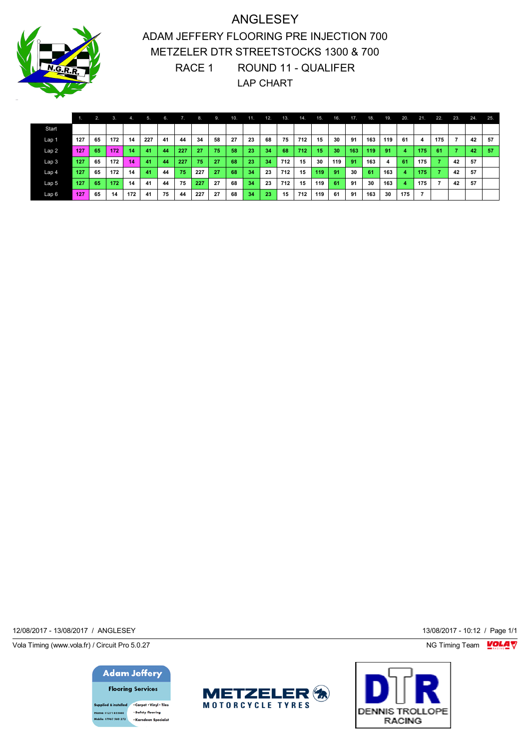# ANGLESEY

## ADAM JEFFERY FLOORING PRE INJECTION 700
## METZELER DTR STREETSTOCKS 1300 & 700
## RACE 1 ROUND 11 - QUALIFER
## LAP CHART

| | 1. | 2. | 3. | 4. | 5. | 6. | 7. | 8. | 9. | 10. | 11. | 12. | 13. | 14. | 15. | 16. | 17. | 18. | 19. | 20. | 21. | 22. | 23. | 24. | 25. |
|---|---|---|---|---|---|---|---|---|---|---|---|---|---|---|---|---|---|---|---|---|---|---|---|---|---|
| Start | | | | | | | | | | | | | | | | | | | | | | | | | |
| Lap 1 | 127 | 65 | 172 | 14 | 227 | 41 | 44 | 34 | 58 | 27 | 23 | 68 | 75 | 712 | 15 | 30 | 91 | 163 | 119 | 61 | 4 | 175 | 7 | 42 | 57 |
| Lap 2 | 127 | 65 | 172 | 14 | 41 | 44 | 227 | 27 | 75 | 58 | 23 | 34 | 68 | 712 | 15 | 30 | 163 | 119 | 91 | 4 | 175 | 61 | 7 | 42 | 57 |
| Lap 3 | 127 | 65 | 172 | 14 | 41 | 44 | 227 | 75 | 27 | 68 | 23 | 34 | 712 | 15 | 30 | 119 | 91 | 163 | 4 | 61 | 175 | 7 | 42 | 57 | |
| Lap 4 | 127 | 65 | 172 | 14 | 41 | 44 | 75 | 227 | 27 | 68 | 34 | 23 | 712 | 15 | 119 | 91 | 30 | 61 | 163 | 4 | 175 | 7 | 42 | 57 | |
| Lap 5 | 127 | 65 | 172 | 14 | 41 | 44 | 75 | 227 | 27 | 68 | 34 | 23 | 712 | 15 | 119 | 61 | 91 | 30 | 163 | 4 | 175 | 7 | 42 | 57 | |
| Lap 6 | 127 | 65 | 14 | 172 | 41 | 75 | 44 | 227 | 27 | 68 | 34 | 23 | 15 | 712 | 119 | 61 | 91 | 163 | 30 | 175 | 7 | | | | |

12/08/2017 - 13/08/2017 / ANGLESEY

13/08/2017 - 10:12 / Page 1/1

Vola Timing (www.vola.fr) / Circuit Pro 5.0.27

NG Timing Team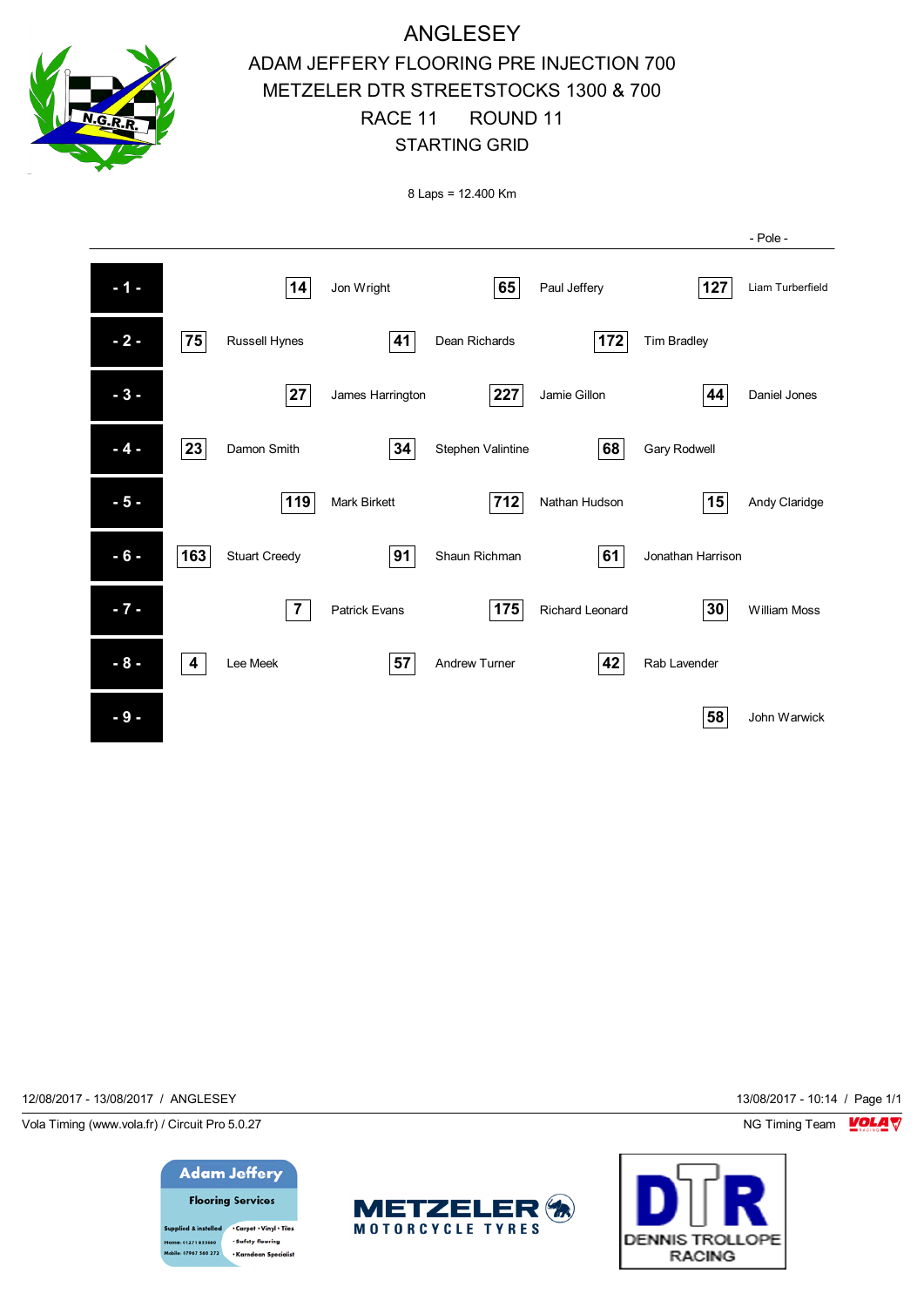# ANGLESEY

## ADAM JEFFERY FLOORING PRE INJECTION 700
## METZELER DTR STREETSTOCKS 1300 & 700
## RACE 11 ROUND 11
## STARTING GRID

8 Laps = 12.400 Km

| Row | | | | | | | | - Pole - |
|---|---|---|---|---|---|---|---|---|
| - 1 - | | 14 | Jon Wright | 65 | Paul Jeffery | | 127 | Liam Turberfield |
| - 2 - | 75 | Russell Hynes | 41 | Dean Richards | 172 | Tim Bradley | | |
| - 3 - | | 27 | James Harrington | 227 | Jamie Gillon | | 44 | Daniel Jones |
| - 4 - | 23 | Damon Smith | 34 | Stephen Valintine | 68 | Gary Rodwell | | |
| - 5 - | | 119 | Mark Birkett | 712 | Nathan Hudson | | 15 | Andy Claridge |
| - 6 - | 163 | Stuart Creedy | 91 | Shaun Richman | 61 | Jonathan Harrison | | |
| - 7 - | | 7 | Patrick Evans | 175 | Richard Leonard | | 30 | William Moss |
| - 8 - | 4 | Lee Meek | 57 | Andrew Turner | 42 | Rab Lavender | | |
| - 9 - | | | | | | | 58 | John Warwick |

12/08/2017 - 13/08/2017 / ANGLESEY

13/08/2017 - 10:14 / Page 1/1

Vola Timing (www.vola.fr) / Circuit Pro 5.0.27

NG Timing Team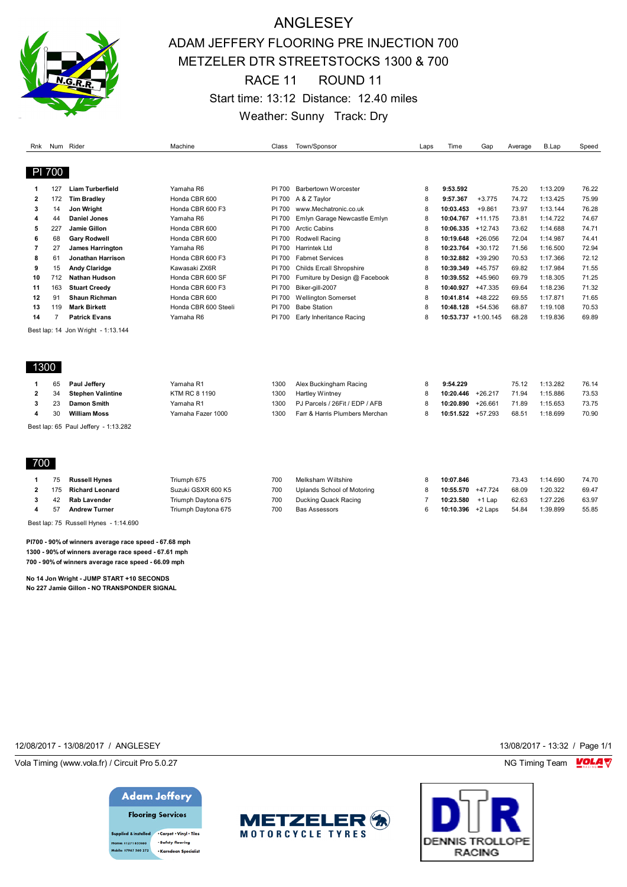# ANGLESEY

## ADAM JEFFERY FLOORING PRE INJECTION 700
## METZELER DTR STREETSTOCKS 1300 & 700
## RACE 11 ROUND 11

Start time: 13:12 Distance: 12.40 miles

Weather: Sunny Track: Dry

### PI 700

| Rnk | Num | Rider | Machine | Class | Town/Sponsor | Laps | Time | Gap | Average | B.Lap | Speed |
|---|---|---|---|---|---|---|---|---|---|---|---|
| 1 | 127 | **Liam Turberfield** | Yamaha R6 | PI 700 | Barbertown Worcester | 8 | **9:53.592** | | 75.20 | 1:13.209 | 76.22 |
| 2 | 172 | **Tim Bradley** | Honda CBR 600 | PI 700 | A & Z Taylor | 8 | **9:57.367** | +3.775 | 74.72 | 1:13.425 | 75.99 |
| 3 | 14 | **Jon Wright** | Honda CBR 600 F3 | PI 700 | www.Mechatronic.co.uk | 8 | **10:03.453** | +9.861 | 73.97 | 1:13.144 | 76.28 |
| 4 | 44 | **Daniel Jones** | Yamaha R6 | PI 700 | Emlyn Garage Newcastle Emlyn | 8 | **10:04.767** | +11.175 | 73.81 | 1:14.722 | 74.67 |
| 5 | 227 | **Jamie Gillon** | Honda CBR 600 | PI 700 | Arctic Cabins | 8 | **10:06.335** | +12.743 | 73.62 | 1:14.688 | 74.71 |
| 6 | 68 | **Gary Rodwell** | Honda CBR 600 | PI 700 | Rodwell Racing | 8 | **10:19.648** | +26.056 | 72.04 | 1:14.987 | 74.41 |
| 7 | 27 | **James Harrington** | Yamaha R6 | PI 700 | Harrintek Ltd | 8 | **10:23.764** | +30.172 | 71.56 | 1:16.500 | 72.94 |
| 8 | 61 | **Jonathan Harrison** | Honda CBR 600 F3 | PI 700 | Fabmet Services | 8 | **10:32.882** | +39.290 | 70.53 | 1:17.366 | 72.12 |
| 9 | 15 | **Andy Claridge** | Kawasaki ZX6R | PI 700 | Childs Ercall Shropshire | 8 | **10:39.349** | +45.757 | 69.82 | 1:17.984 | 71.55 |
| 10 | 712 | **Nathan Hudson** | Honda CBR 600 SF | PI 700 | Furniture by Design @ Facebook | 8 | **10:39.552** | +45.960 | 69.79 | 1:18.305 | 71.25 |
| 11 | 163 | **Stuart Creedy** | Honda CBR 600 F3 | PI 700 | Biker-gill-2007 | 8 | **10:40.927** | +47.335 | 69.64 | 1:18.236 | 71.32 |
| 12 | 91 | **Shaun Richman** | Honda CBR 600 | PI 700 | Wellington Somerset | 8 | **10:41.814** | +48.222 | 69.55 | 1:17.871 | 71.65 |
| 13 | 119 | **Mark Birkett** | Honda CBR 600 Steeli | PI 700 | Babe Station | 8 | **10:48.128** | +54.536 | 68.87 | 1:19.108 | 70.53 |
| 14 | 7 | **Patrick Evans** | Yamaha R6 | PI 700 | Early Inheritance Racing | 8 | **10:53.737** | +1:00.145 | 68.28 | 1:19.836 | 69.89 |

Best lap: 14 Jon Wright - 1:13.144

### 1300

| Rnk | Num | Rider | Machine | Class | Town/Sponsor | Laps | Time | Gap | Average | B.Lap | Speed |
|---|---|---|---|---|---|---|---|---|---|---|---|
| 1 | 65 | **Paul Jeffery** | Yamaha R1 | 1300 | Alex Buckingham Racing | 8 | **9:54.229** | | 75.12 | 1:13.282 | 76.14 |
| 2 | 34 | **Stephen Valintine** | KTM RC 8 1190 | 1300 | Hartley Wintney | 8 | **10:20.446** | +26.217 | 71.94 | 1:15.886 | 73.53 |
| 3 | 23 | **Damon Smith** | Yamaha R1 | 1300 | PJ Parcels / 26Fit / EDP / AFB | 8 | **10:20.890** | +26.661 | 71.89 | 1:15.653 | 73.75 |
| 4 | 30 | **William Moss** | Yamaha Fazer 1000 | 1300 | Farr & Harris Plumbers Merchan | 8 | **10:51.522** | +57.293 | 68.51 | 1:18.699 | 70.90 |

Best lap: 65 Paul Jeffery - 1:13.282

### 700

| Rnk | Num | Rider | Machine | Class | Town/Sponsor | Laps | Time | Gap | Average | B.Lap | Speed |
|---|---|---|---|---|---|---|---|---|---|---|---|
| 1 | 75 | **Russell Hynes** | Triumph 675 | 700 | Melksham Wiltshire | 8 | **10:07.846** | | 73.43 | 1:14.690 | 74.70 |
| 2 | 175 | **Richard Leonard** | Suzuki GSXR 600 K5 | 700 | Uplands School of Motoring | 8 | **10:55.570** | +47.724 | 68.09 | 1:20.322 | 69.47 |
| 3 | 42 | **Rab Lavender** | Triumph Daytona 675 | 700 | Ducking Quack Racing | 7 | **10:23.580** | +1 Lap | 62.63 | 1:27.226 | 63.97 |
| 4 | 57 | **Andrew Turner** | Triumph Daytona 675 | 700 | Bas Assessors | 6 | **10:10.396** | +2 Laps | 54.84 | 1:39.899 | 55.85 |

Best lap: 75 Russell Hynes - 1:14.690

**PI700 - 90% of winners average race speed - 67.68 mph**
**1300 - 90% of winners average race speed - 67.61 mph**
**700 - 90% of winners average race speed - 66.09 mph**

**No 14 Jon Wright - JUMP START +10 SECONDS**
**No 227 Jamie Gillon - NO TRANSPONDER SIGNAL**

12/08/2017 - 13/08/2017 / ANGLESEY

13/08/2017 - 13:32

Vola Timing (www.vola.fr) / Circuit Pro 5.0.27

NG Timing Team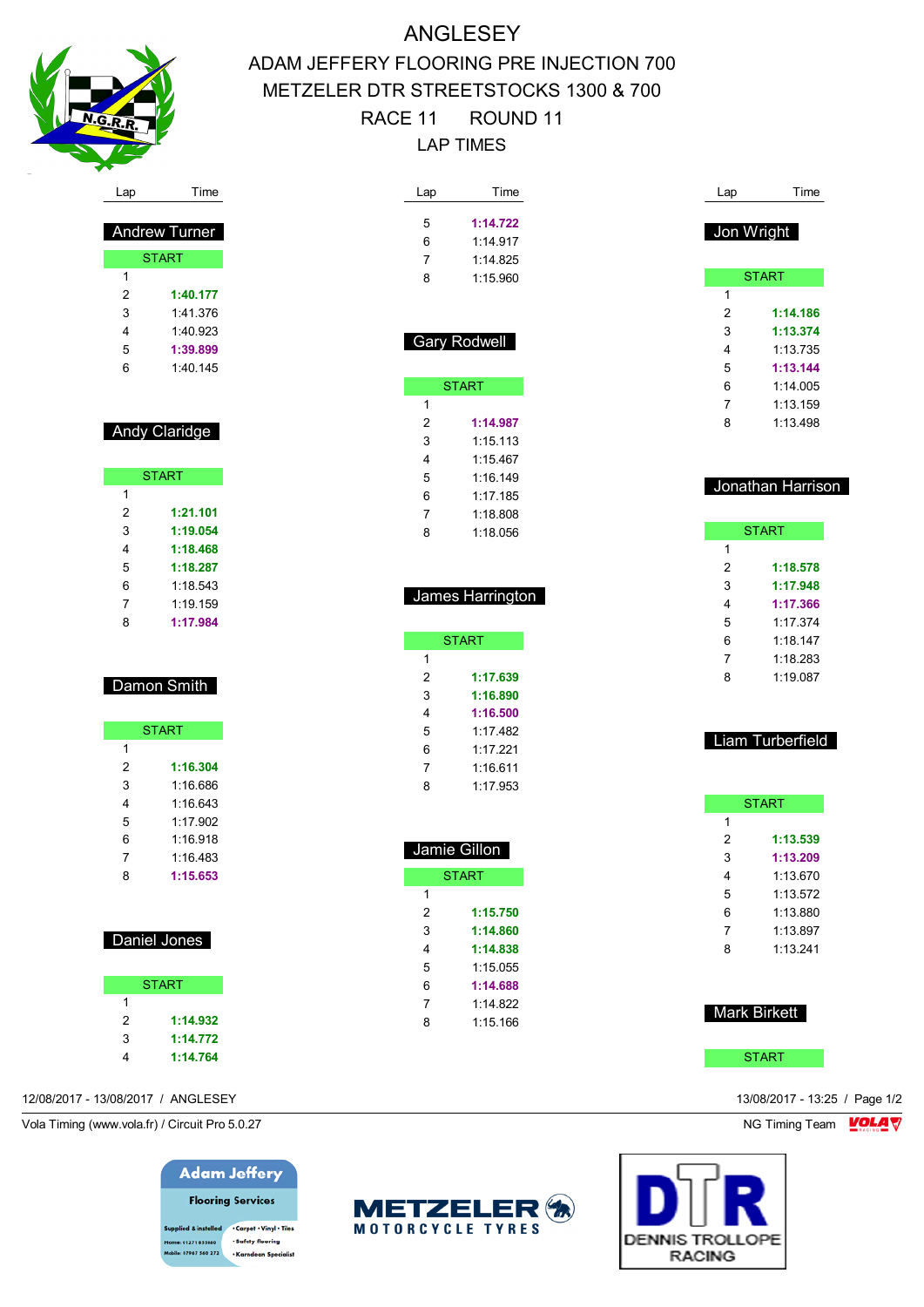# ANGLESEY

## ADAM JEFFERY FLOORING PRE INJECTION 700
## METZELER DTR STREETSTOCKS 1300 & 700
## RACE 11 ROUND 11
## LAP TIMES

### Andrew Turner

| Lap | Time |
|---|---|
| START | |
| 1 | |
| 2 | **1:40.177** |
| 3 | 1:41.376 |
| 4 | 1:40.923 |
| 5 | **1:39.899** |
| 6 | 1:40.145 |

### Andy Claridge

| Lap | Time |
|---|---|
| START | |
| 1 | |
| 2 | **1:21.101** |
| 3 | **1:19.054** |
| 4 | **1:18.468** |
| 5 | **1:18.287** |
| 6 | 1:18.543 |
| 7 | 1:19.159 |
| 8 | **1:17.984** |

### Damon Smith

| Lap | Time |
|---|---|
| START | |
| 1 | |
| 2 | **1:16.304** |
| 3 | 1:16.686 |
| 4 | 1:16.643 |
| 5 | 1:17.902 |
| 6 | 1:16.918 |
| 7 | 1:16.483 |
| 8 | **1:15.653** |

### Daniel Jones

| Lap | Time |
|---|---|
| START | |
| 1 | |
| 2 | **1:14.932** |
| 3 | **1:14.772** |
| 4 | **1:14.764** |
| 5 | **1:14.722** |
| 6 | 1:14.917 |
| 7 | 1:14.825 |
| 8 | 1:15.960 |

### Gary Rodwell

| Lap | Time |
|---|---|
| START | |
| 1 | |
| 2 | **1:14.987** |
| 3 | 1:15.113 |
| 4 | 1:15.467 |
| 5 | 1:16.149 |
| 6 | 1:17.185 |
| 7 | 1:18.808 |
| 8 | 1:18.056 |

### James Harrington

| Lap | Time |
|---|---|
| START | |
| 1 | |
| 2 | **1:17.639** |
| 3 | **1:16.890** |
| 4 | **1:16.500** |
| 5 | 1:17.482 |
| 6 | 1:17.221 |
| 7 | 1:16.611 |
| 8 | 1:17.953 |

### Jamie Gillon

| Lap | Time |
|---|---|
| START | |
| 1 | |
| 2 | **1:15.750** |
| 3 | **1:14.860** |
| 4 | **1:14.838** |
| 5 | 1:15.055 |
| 6 | **1:14.688** |
| 7 | 1:14.822 |
| 8 | 1:15.166 |

### Jon Wright

| Lap | Time |
|---|---|
| START | |
| 1 | |
| 2 | **1:14.186** |
| 3 | **1:13.374** |
| 4 | 1:13.735 |
| 5 | **1:13.144** |
| 6 | 1:14.005 |
| 7 | 1:13.159 |
| 8 | 1:13.498 |

### Jonathan Harrison

| Lap | Time |
|---|---|
| START | |
| 1 | |
| 2 | **1:18.578** |
| 3 | **1:17.948** |
| 4 | **1:17.366** |
| 5 | 1:17.374 |
| 6 | 1:18.147 |
| 7 | 1:18.283 |
| 8 | 1:19.087 |

### Liam Turberfield

| Lap | Time |
|---|---|
| START | |
| 1 | |
| 2 | **1:13.539** |
| 3 | **1:13.209** |
| 4 | 1:13.670 |
| 5 | 1:13.572 |
| 6 | 1:13.880 |
| 7 | 1:13.897 |
| 8 | 1:13.241 |

### Mark Birkett

| Lap | Time |
|---|---|
| START | |

12/08/2017 - 13/08/2017 / ANGLESEY

13/08/2017 - 13:25 / Page 1/2

Vola Timing (www.vola.fr) / Circuit Pro 5.0.27

NG Timing Team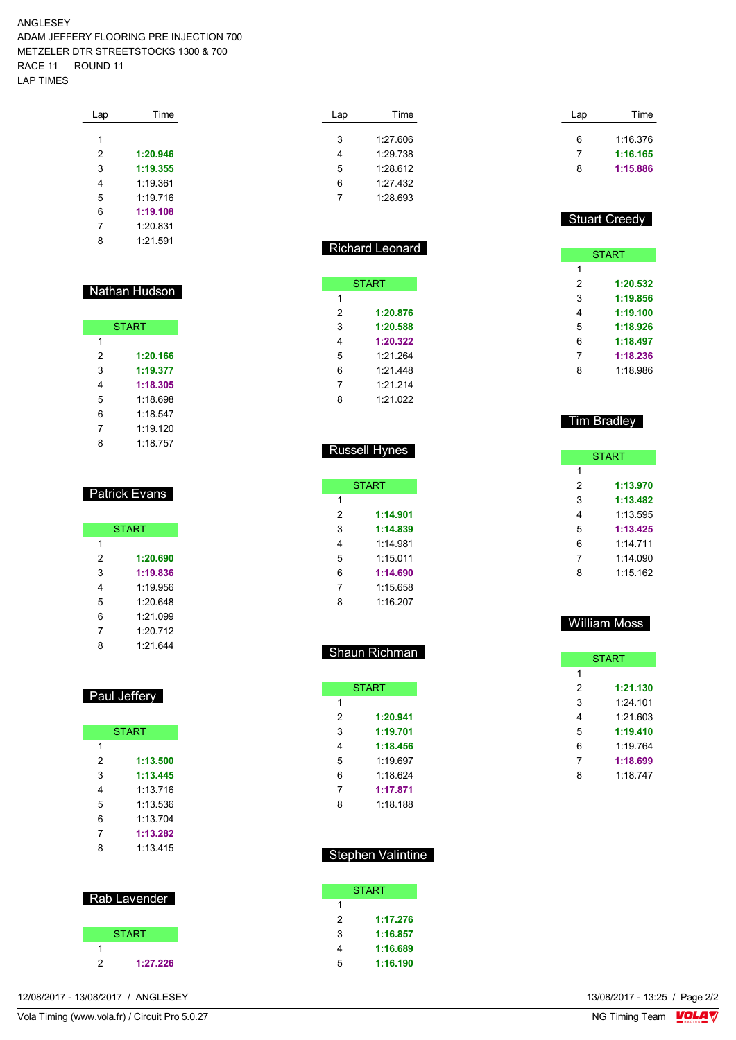ANGLESEY
ADAM JEFFERY FLOORING PRE INJECTION 700
METZELER DTR STREETSTOCKS 1300 & 700
RACE 11    ROUND 11
LAP TIMES

| Lap | Time |
|---|---|
| 1 | |
| 2 | **1:20.946** |
| 3 | **1:19.355** |
| 4 | 1:19.361 |
| 5 | 1:19.716 |
| 6 | **1:19.108** |
| 7 | 1:20.831 |
| 8 | 1:21.591 |

## Nathan Hudson

| Lap | Time |
|---|---|
| START | |
| 1 | |
| 2 | **1:20.166** |
| 3 | **1:19.377** |
| 4 | **1:18.305** |
| 5 | 1:18.698 |
| 6 | 1:18.547 |
| 7 | 1:19.120 |
| 8 | 1:18.757 |

## Patrick Evans

| Lap | Time |
|---|---|
| START | |
| 1 | |
| 2 | **1:20.690** |
| 3 | **1:19.836** |
| 4 | 1:19.956 |
| 5 | 1:20.648 |
| 6 | 1:21.099 |
| 7 | 1:20.712 |
| 8 | 1:21.644 |

## Paul Jeffery

| Lap | Time |
|---|---|
| START | |
| 1 | |
| 2 | **1:13.500** |
| 3 | **1:13.445** |
| 4 | 1:13.716 |
| 5 | 1:13.536 |
| 6 | 1:13.704 |
| 7 | **1:13.282** |
| 8 | 1:13.415 |

## Rab Lavender

| Lap | Time |
|---|---|
| START | |
| 1 | |
| 2 | **1:27.226** |
| 3 | 1:27.606 |
| 4 | 1:29.738 |
| 5 | 1:28.612 |
| 6 | 1:27.432 |
| 7 | 1:28.693 |

## Richard Leonard

| Lap | Time |
|---|---|
| START | |
| 1 | |
| 2 | **1:20.876** |
| 3 | **1:20.588** |
| 4 | **1:20.322** |
| 5 | 1:21.264 |
| 6 | 1:21.448 |
| 7 | 1:21.214 |
| 8 | 1:21.022 |

## Russell Hynes

| Lap | Time |
|---|---|
| START | |
| 1 | |
| 2 | **1:14.901** |
| 3 | **1:14.839** |
| 4 | 1:14.981 |
| 5 | 1:15.011 |
| 6 | **1:14.690** |
| 7 | 1:15.658 |
| 8 | 1:16.207 |

## Shaun Richman

| Lap | Time |
|---|---|
| START | |
| 1 | |
| 2 | **1:20.941** |
| 3 | **1:19.701** |
| 4 | **1:18.456** |
| 5 | 1:19.697 |
| 6 | 1:18.624 |
| 7 | **1:17.871** |
| 8 | 1:18.188 |

## Stephen Valintine

| Lap | Time |
|---|---|
| START | |
| 1 | |
| 2 | **1:17.276** |
| 3 | **1:16.857** |
| 4 | **1:16.689** |
| 5 | **1:16.190** |
| 6 | 1:16.376 |
| 7 | **1:16.165** |
| 8 | **1:15.886** |

## Stuart Creedy

| Lap | Time |
|---|---|
| START | |
| 1 | |
| 2 | **1:20.532** |
| 3 | **1:19.856** |
| 4 | **1:19.100** |
| 5 | **1:18.926** |
| 6 | **1:18.497** |
| 7 | **1:18.236** |
| 8 | 1:18.986 |

## Tim Bradley

| Lap | Time |
|---|---|
| START | |
| 1 | |
| 2 | **1:13.970** |
| 3 | **1:13.482** |
| 4 | 1:13.595 |
| 5 | **1:13.425** |
| 6 | 1:14.711 |
| 7 | 1:14.090 |
| 8 | 1:15.162 |

## William Moss

| Lap | Time |
|---|---|
| START | |
| 1 | |
| 2 | **1:21.130** |
| 3 | 1:24.101 |
| 4 | 1:21.603 |
| 5 | **1:19.410** |
| 6 | 1:19.764 |
| 7 | **1:18.699** |
| 8 | 1:18.747 |

12/08/2017 - 13/08/2017 / ANGLESEY
13/08/2017 - 13:25
Vola Timing (www.vola.fr) / Circuit Pro 5.0.27
NG Timing Team